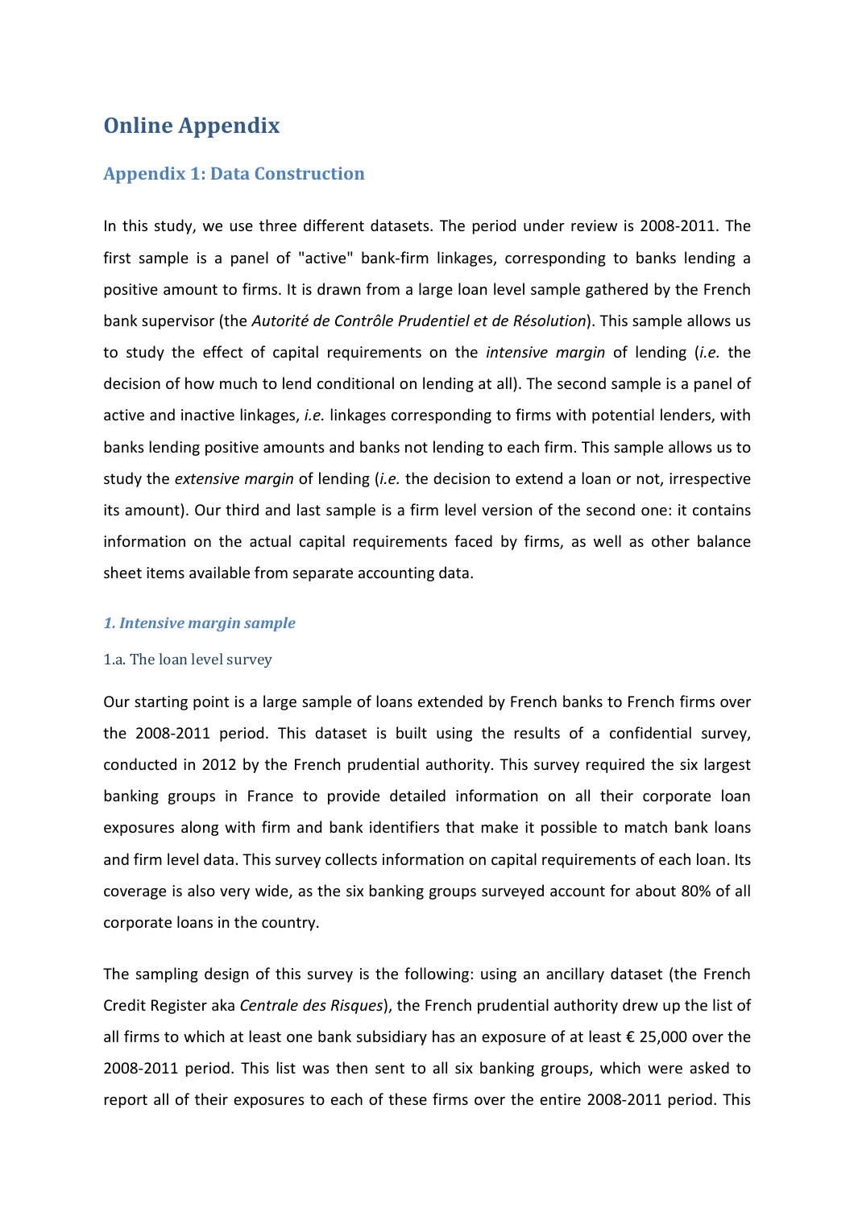# Online Appendix

## Appendix 1: Data Construction

In this study, we use three different datasets. The period under review is 2008-2011. The first sample is a panel of "active" bank-firm linkages, corresponding to banks lending a positive amount to firms. It is drawn from a large loan level sample gathered by the French bank supervisor (the *Autorité de Contrôle Prudentiel et de Résolution*). This sample allows us to study the effect of capital requirements on the *intensive margin* of lending (*i.e.* the decision of how much to lend conditional on lending at all). The second sample is a panel of active and inactive linkages, *i.e.* linkages corresponding to firms with potential lenders, with banks lending positive amounts and banks not lending to each firm. This sample allows us to study the *extensive margin* of lending (*i.e.* the decision to extend a loan or not, irrespective its amount). Our third and last sample is a firm level version of the second one: it contains information on the actual capital requirements faced by firms, as well as other balance sheet items available from separate accounting data.

### *1. Intensive margin sample*

#### 1.a. The loan level survey

Our starting point is a large sample of loans extended by French banks to French firms over the 2008-2011 period. This dataset is built using the results of a confidential survey, conducted in 2012 by the French prudential authority. This survey required the six largest banking groups in France to provide detailed information on all their corporate loan exposures along with firm and bank identifiers that make it possible to match bank loans and firm level data. This survey collects information on capital requirements of each loan. Its coverage is also very wide, as the six banking groups surveyed account for about 80% of all corporate loans in the country.

The sampling design of this survey is the following: using an ancillary dataset (the French Credit Register aka *Centrale des Risques*), the French prudential authority drew up the list of all firms to which at least one bank subsidiary has an exposure of at least € 25,000 over the 2008-2011 period. This list was then sent to all six banking groups, which were asked to report all of their exposures to each of these firms over the entire 2008-2011 period. This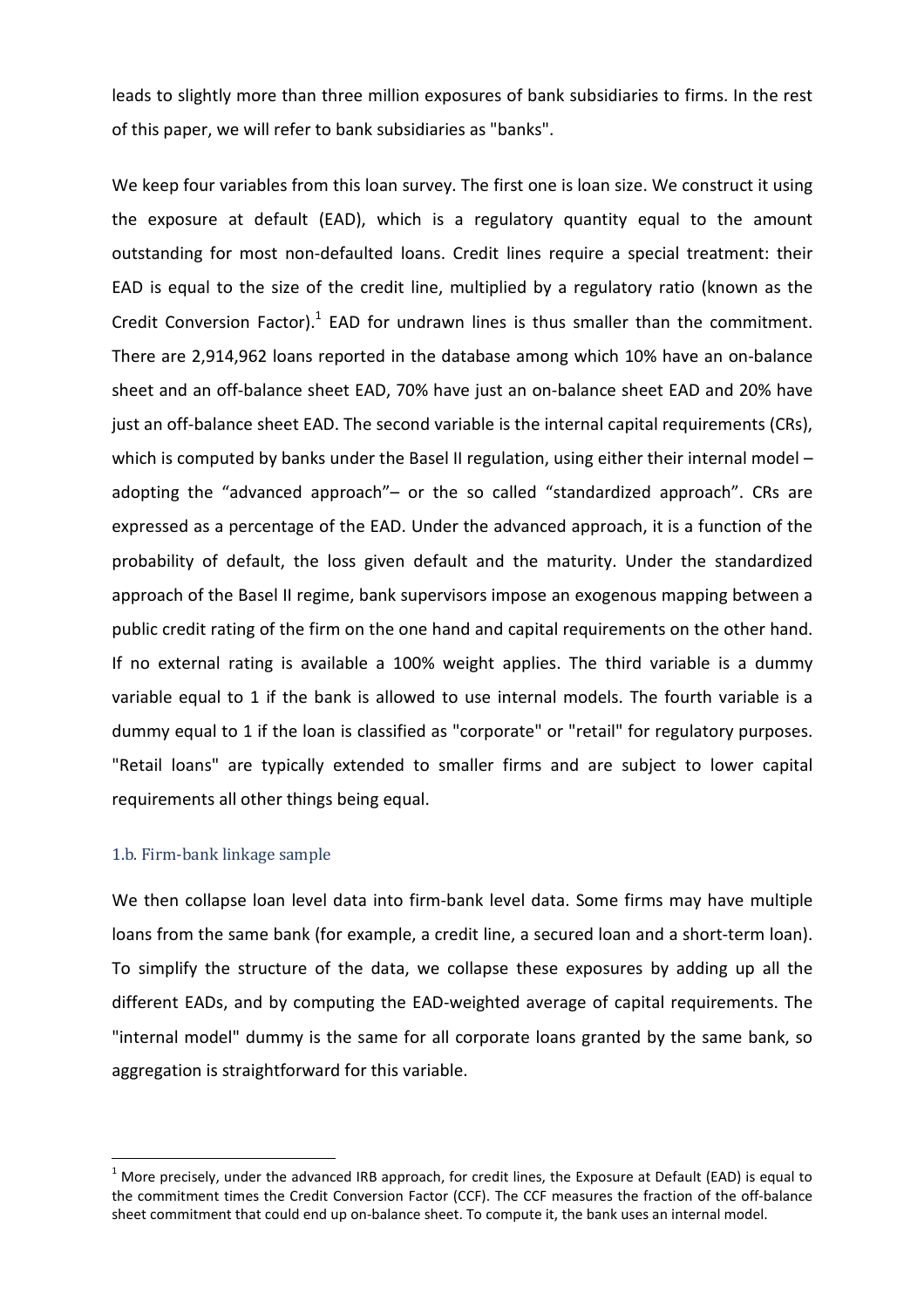leads to slightly more than three million exposures of bank subsidiaries to firms. In the rest of this paper, we will refer to bank subsidiaries as "banks".

We keep four variables from this loan survey. The first one is loan size. We construct it using the exposure at default (EAD), which is a regulatory quantity equal to the amount outstanding for most non-defaulted loans. Credit lines require a special treatment: their EAD is equal to the size of the credit line, multiplied by a regulatory ratio (known as the Credit Conversion Factor).[1] EAD for undrawn lines is thus smaller than the commitment. There are 2,914,962 loans reported in the database among which 10% have an on-balance sheet and an off-balance sheet EAD, 70% have just an on-balance sheet EAD and 20% have just an off-balance sheet EAD. The second variable is the internal capital requirements (CRs), which is computed by banks under the Basel II regulation, using either their internal model – adopting the "advanced approach"– or the so called "standardized approach". CRs are expressed as a percentage of the EAD. Under the advanced approach, it is a function of the probability of default, the loss given default and the maturity. Under the standardized approach of the Basel II regime, bank supervisors impose an exogenous mapping between a public credit rating of the firm on the one hand and capital requirements on the other hand. If no external rating is available a 100% weight applies. The third variable is a dummy variable equal to 1 if the bank is allowed to use internal models. The fourth variable is a dummy equal to 1 if the loan is classified as "corporate" or "retail" for regulatory purposes. "Retail loans" are typically extended to smaller firms and are subject to lower capital requirements all other things being equal.

### 1.b. Firm-bank linkage sample

We then collapse loan level data into firm-bank level data. Some firms may have multiple loans from the same bank (for example, a credit line, a secured loan and a short-term loan). To simplify the structure of the data, we collapse these exposures by adding up all the different EADs, and by computing the EAD-weighted average of capital requirements. The "internal model" dummy is the same for all corporate loans granted by the same bank, so aggregation is straightforward for this variable.

[1] More precisely, under the advanced IRB approach, for credit lines, the Exposure at Default (EAD) is equal to the commitment times the Credit Conversion Factor (CCF). The CCF measures the fraction of the off-balance sheet commitment that could end up on-balance sheet. To compute it, the bank uses an internal model.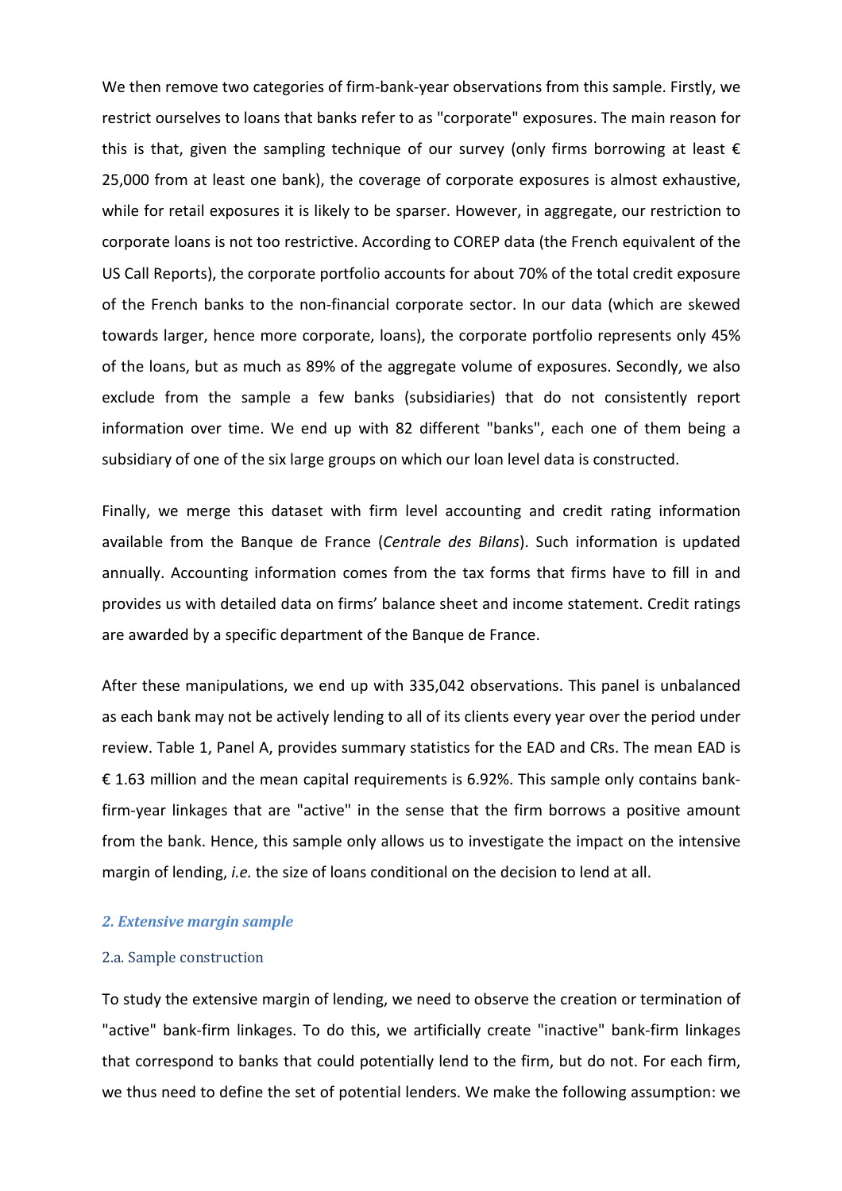We then remove two categories of firm-bank-year observations from this sample. Firstly, we restrict ourselves to loans that banks refer to as "corporate" exposures. The main reason for this is that, given the sampling technique of our survey (only firms borrowing at least € 25,000 from at least one bank), the coverage of corporate exposures is almost exhaustive, while for retail exposures it is likely to be sparser. However, in aggregate, our restriction to corporate loans is not too restrictive. According to COREP data (the French equivalent of the US Call Reports), the corporate portfolio accounts for about 70% of the total credit exposure of the French banks to the non-financial corporate sector. In our data (which are skewed towards larger, hence more corporate, loans), the corporate portfolio represents only 45% of the loans, but as much as 89% of the aggregate volume of exposures. Secondly, we also exclude from the sample a few banks (subsidiaries) that do not consistently report information over time. We end up with 82 different "banks", each one of them being a subsidiary of one of the six large groups on which our loan level data is constructed.

Finally, we merge this dataset with firm level accounting and credit rating information available from the Banque de France (*Centrale des Bilans*). Such information is updated annually. Accounting information comes from the tax forms that firms have to fill in and provides us with detailed data on firms' balance sheet and income statement. Credit ratings are awarded by a specific department of the Banque de France.

After these manipulations, we end up with 335,042 observations. This panel is unbalanced as each bank may not be actively lending to all of its clients every year over the period under review. Table 1, Panel A, provides summary statistics for the EAD and CRs. The mean EAD is € 1.63 million and the mean capital requirements is 6.92%. This sample only contains bank-firm-year linkages that are "active" in the sense that the firm borrows a positive amount from the bank. Hence, this sample only allows us to investigate the impact on the intensive margin of lending, *i.e.* the size of loans conditional on the decision to lend at all.

### *2. Extensive margin sample*

#### 2.a. Sample construction

To study the extensive margin of lending, we need to observe the creation or termination of "active" bank-firm linkages. To do this, we artificially create "inactive" bank-firm linkages that correspond to banks that could potentially lend to the firm, but do not. For each firm, we thus need to define the set of potential lenders. We make the following assumption: we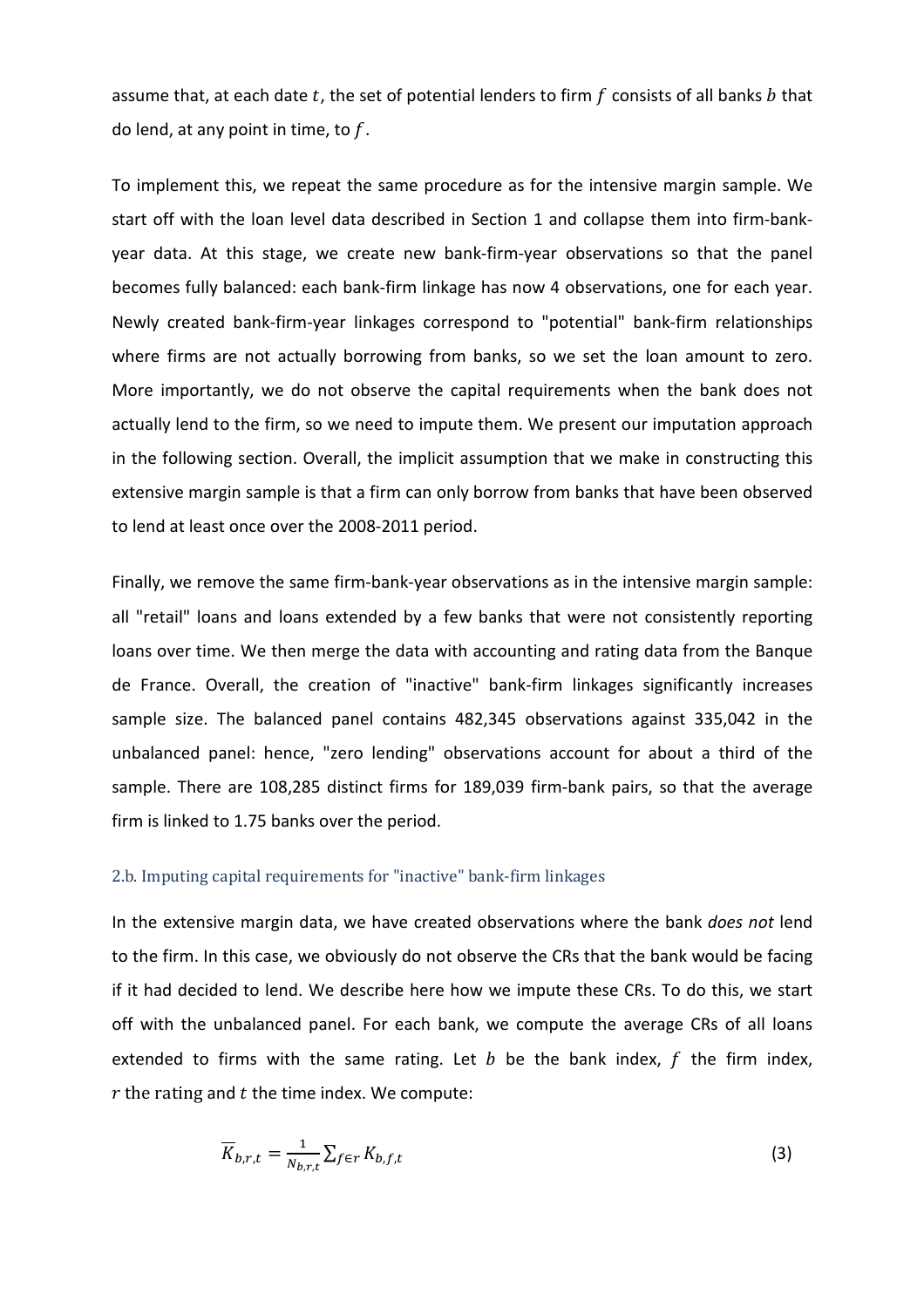assume that, at each date $t$, the set of potential lenders to firm $f$ consists of all banks $b$ that do lend, at any point in time, to $f$.

To implement this, we repeat the same procedure as for the intensive margin sample. We start off with the loan level data described in Section 1 and collapse them into firm-bank-year data. At this stage, we create new bank-firm-year observations so that the panel becomes fully balanced: each bank-firm linkage has now 4 observations, one for each year. Newly created bank-firm-year linkages correspond to "potential" bank-firm relationships where firms are not actually borrowing from banks, so we set the loan amount to zero. More importantly, we do not observe the capital requirements when the bank does not actually lend to the firm, so we need to impute them. We present our imputation approach in the following section. Overall, the implicit assumption that we make in constructing this extensive margin sample is that a firm can only borrow from banks that have been observed to lend at least once over the 2008-2011 period.

Finally, we remove the same firm-bank-year observations as in the intensive margin sample: all "retail" loans and loans extended by a few banks that were not consistently reporting loans over time. We then merge the data with accounting and rating data from the Banque de France. Overall, the creation of "inactive" bank-firm linkages significantly increases sample size. The balanced panel contains 482,345 observations against 335,042 in the unbalanced panel: hence, "zero lending" observations account for about a third of the sample. There are 108,285 distinct firms for 189,039 firm-bank pairs, so that the average firm is linked to 1.75 banks over the period.

### 2.b. Imputing capital requirements for "inactive" bank-firm linkages

In the extensive margin data, we have created observations where the bank *does not* lend to the firm. In this case, we obviously do not observe the CRs that the bank would be facing if it had decided to lend. We describe here how we impute these CRs. To do this, we start off with the unbalanced panel. For each bank, we compute the average CRs of all loans extended to firms with the same rating. Let $b$ be the bank index, $f$ the firm index, $r$ the rating and $t$ the time index. We compute:

$$\overline{K}_{b,r,t} = \frac{1}{N_{b,r,t}} \sum_{f \in r} K_{b,f,t} \tag{3}$$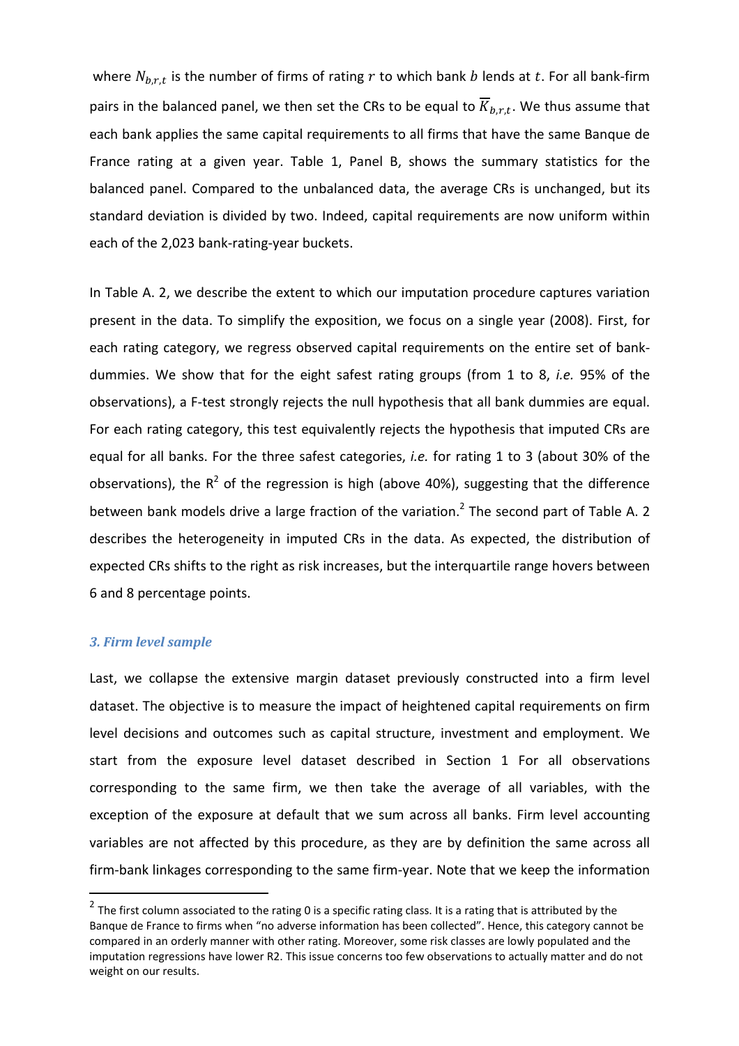where $N_{b,r,t}$ is the number of firms of rating $r$ to which bank $b$ lends at $t$. For all bank-firm pairs in the balanced panel, we then set the CRs to be equal to $\overline{K}_{b,r,t}$. We thus assume that each bank applies the same capital requirements to all firms that have the same Banque de France rating at a given year. Table 1, Panel B, shows the summary statistics for the balanced panel. Compared to the unbalanced data, the average CRs is unchanged, but its standard deviation is divided by two. Indeed, capital requirements are now uniform within each of the 2,023 bank-rating-year buckets.

In Table A. 2, we describe the extent to which our imputation procedure captures variation present in the data. To simplify the exposition, we focus on a single year (2008). First, for each rating category, we regress observed capital requirements on the entire set of bank-dummies. We show that for the eight safest rating groups (from 1 to 8, *i.e.* 95% of the observations), a F-test strongly rejects the null hypothesis that all bank dummies are equal. For each rating category, this test equivalently rejects the hypothesis that imputed CRs are equal for all banks. For the three safest categories, *i.e.* for rating 1 to 3 (about 30% of the observations), the $R^2$ of the regression is high (above 40%), suggesting that the difference between bank models drive a large fraction of the variation.[2] The second part of Table A. 2 describes the heterogeneity in imputed CRs in the data. As expected, the distribution of expected CRs shifts to the right as risk increases, but the interquartile range hovers between 6 and 8 percentage points.

### *3. Firm level sample*

Last, we collapse the extensive margin dataset previously constructed into a firm level dataset. The objective is to measure the impact of heightened capital requirements on firm level decisions and outcomes such as capital structure, investment and employment. We start from the exposure level dataset described in Section 1 For all observations corresponding to the same firm, we then take the average of all variables, with the exception of the exposure at default that we sum across all banks. Firm level accounting variables are not affected by this procedure, as they are by definition the same across all firm-bank linkages corresponding to the same firm-year. Note that we keep the information

[2] The first column associated to the rating 0 is a specific rating class. It is a rating that is attributed by the Banque de France to firms when "no adverse information has been collected". Hence, this category cannot be compared in an orderly manner with other rating. Moreover, some risk classes are lowly populated and the imputation regressions have lower R2. This issue concerns too few observations to actually matter and do not weight on our results.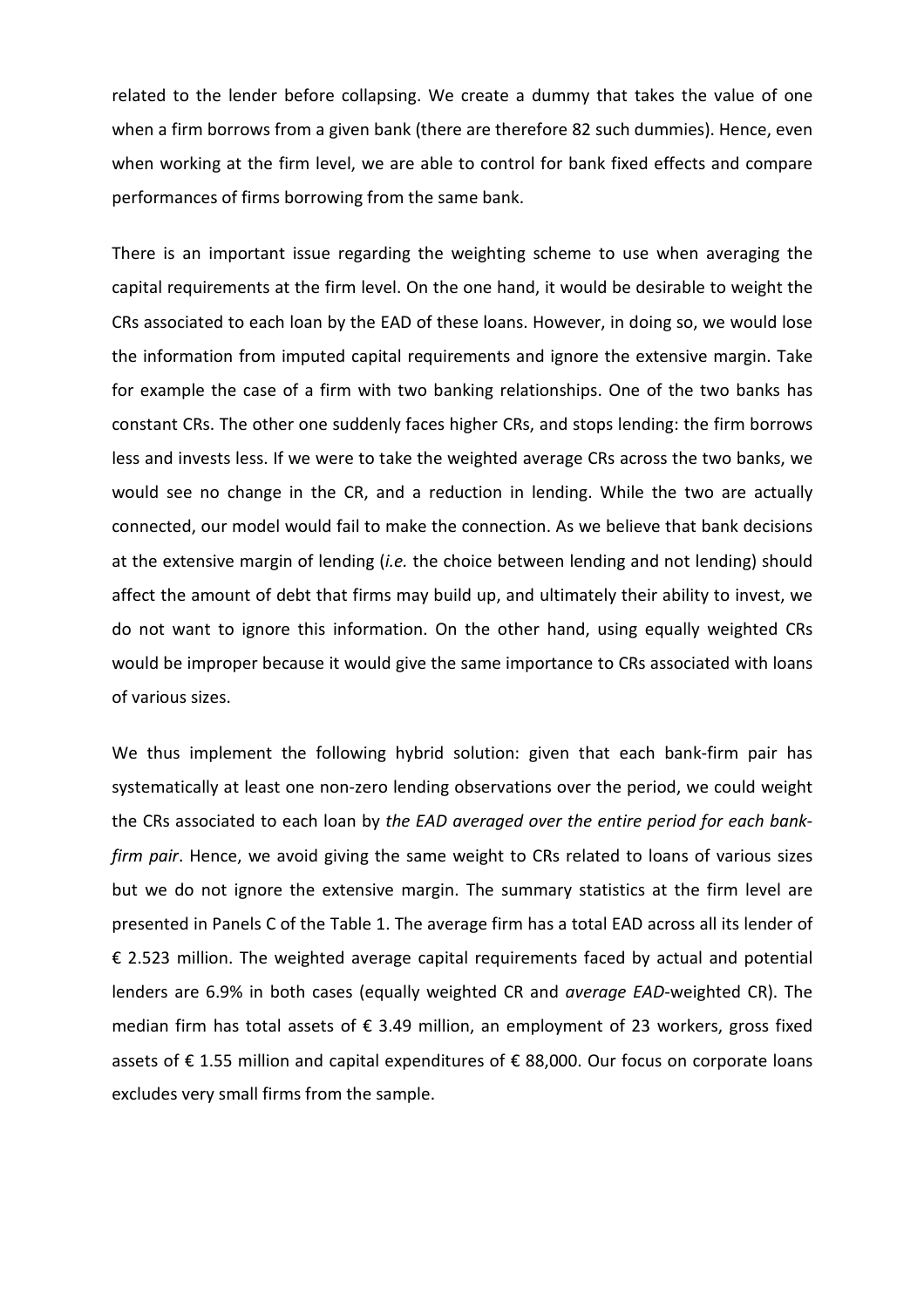related to the lender before collapsing. We create a dummy that takes the value of one when a firm borrows from a given bank (there are therefore 82 such dummies). Hence, even when working at the firm level, we are able to control for bank fixed effects and compare performances of firms borrowing from the same bank.

There is an important issue regarding the weighting scheme to use when averaging the capital requirements at the firm level. On the one hand, it would be desirable to weight the CRs associated to each loan by the EAD of these loans. However, in doing so, we would lose the information from imputed capital requirements and ignore the extensive margin. Take for example the case of a firm with two banking relationships. One of the two banks has constant CRs. The other one suddenly faces higher CRs, and stops lending: the firm borrows less and invests less. If we were to take the weighted average CRs across the two banks, we would see no change in the CR, and a reduction in lending. While the two are actually connected, our model would fail to make the connection. As we believe that bank decisions at the extensive margin of lending (*i.e.* the choice between lending and not lending) should affect the amount of debt that firms may build up, and ultimately their ability to invest, we do not want to ignore this information. On the other hand, using equally weighted CRs would be improper because it would give the same importance to CRs associated with loans of various sizes.

We thus implement the following hybrid solution: given that each bank-firm pair has systematically at least one non-zero lending observations over the period, we could weight the CRs associated to each loan by *the EAD averaged over the entire period for each bank-firm pair*. Hence, we avoid giving the same weight to CRs related to loans of various sizes but we do not ignore the extensive margin. The summary statistics at the firm level are presented in Panels C of the Table 1. The average firm has a total EAD across all its lender of € 2.523 million. The weighted average capital requirements faced by actual and potential lenders are 6.9% in both cases (equally weighted CR and *average EAD*-weighted CR). The median firm has total assets of € 3.49 million, an employment of 23 workers, gross fixed assets of € 1.55 million and capital expenditures of € 88,000. Our focus on corporate loans excludes very small firms from the sample.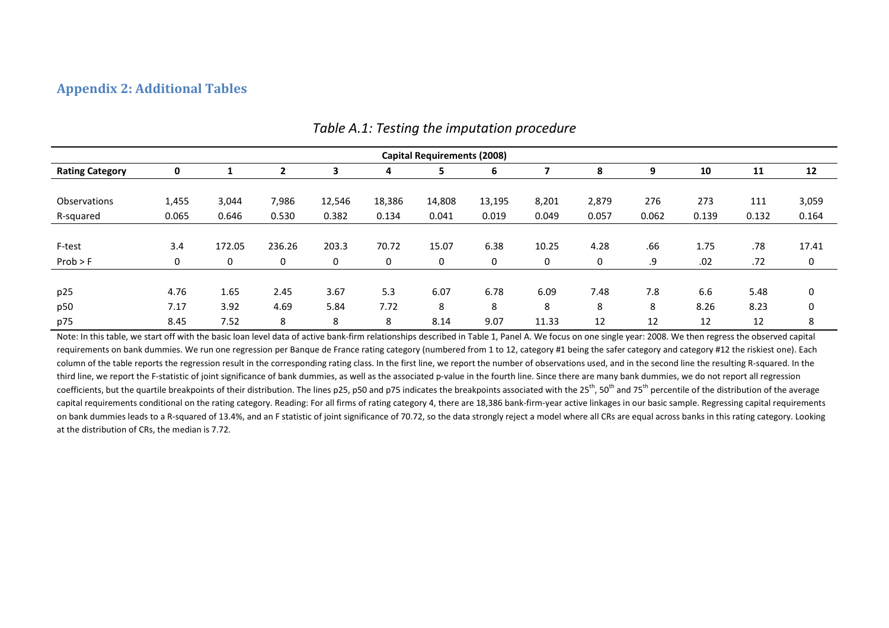## Appendix 2: Additional Tables

*Table A.1: Testing the imputation procedure*

| | Capital Requirements (2008) | | | | | | | | | | | | |
|---|---|---|---|---|---|---|---|---|---|---|---|---|---|
| **Rating Category** | **0** | **1** | **2** | **3** | **4** | **5** | **6** | **7** | **8** | **9** | **10** | **11** | **12** |
| Observations | 1,455 | 3,044 | 7,986 | 12,546 | 18,386 | 14,808 | 13,195 | 8,201 | 2,879 | 276 | 273 | 111 | 3,059 |
| R-squared | 0.065 | 0.646 | 0.530 | 0.382 | 0.134 | 0.041 | 0.019 | 0.049 | 0.057 | 0.062 | 0.139 | 0.132 | 0.164 |
| F-test | 3.4 | 172.05 | 236.26 | 203.3 | 70.72 | 15.07 | 6.38 | 10.25 | 4.28 | .66 | 1.75 | .78 | 17.41 |
| Prob > F | 0 | 0 | 0 | 0 | 0 | 0 | 0 | 0 | 0 | .9 | .02 | .72 | 0 |
| p25 | 4.76 | 1.65 | 2.45 | 3.67 | 5.3 | 6.07 | 6.78 | 6.09 | 7.48 | 7.8 | 6.6 | 5.48 | 0 |
| p50 | 7.17 | 3.92 | 4.69 | 5.84 | 7.72 | 8 | 8 | 8 | 8 | 8 | 8.26 | 8.23 | 0 |
| p75 | 8.45 | 7.52 | 8 | 8 | 8 | 8.14 | 9.07 | 11.33 | 12 | 12 | 12 | 12 | 8 |

Note: In this table, we start off with the basic loan level data of active bank-firm relationships described in Table 1, Panel A. We focus on one single year: 2008. We then regress the observed capital requirements on bank dummies. We run one regression per Banque de France rating category (numbered from 1 to 12, category #1 being the safer category and category #12 the riskiest one). Each column of the table reports the regression result in the corresponding rating class. In the first line, we report the number of observations used, and in the second line the resulting R-squared. In the third line, we report the F-statistic of joint significance of bank dummies, as well as the associated p-value in the fourth line. Since there are many bank dummies, we do not report all regression coefficients, but the quartile breakpoints of their distribution. The lines p25, p50 and p75 indicates the breakpoints associated with the 25th, 50th and 75th percentile of the distribution of the average capital requirements conditional on the rating category. Reading: For all firms of rating category 4, there are 18,386 bank-firm-year active linkages in our basic sample. Regressing capital requirements on bank dummies leads to a R-squared of 13.4%, and an F statistic of joint significance of 70.72, so the data strongly reject a model where all CRs are equal across banks in this rating category. Looking at the distribution of CRs, the median is 7.72.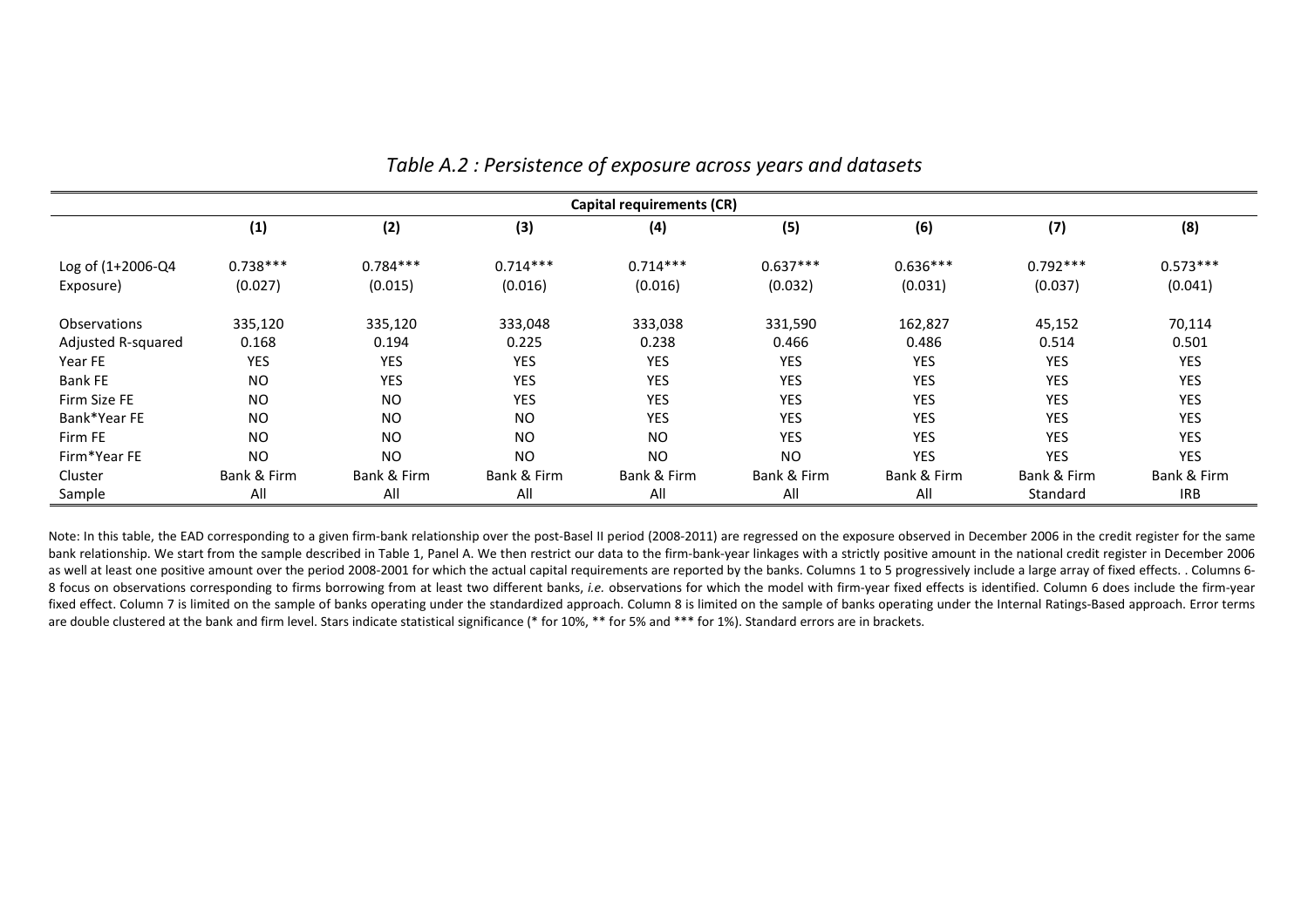*Table A.2 : Persistence of exposure across years and datasets*

| | Capital requirements (CR) | | | | | | | |
|---|---|---|---|---|---|---|---|---|
| | (1) | (2) | (3) | (4) | (5) | (6) | (7) | (8) |
| Log of (1+2006-Q4 Exposure) | 0.738*** | 0.784*** | 0.714*** | 0.714*** | 0.637*** | 0.636*** | 0.792*** | 0.573*** |
| | (0.027) | (0.015) | (0.016) | (0.016) | (0.032) | (0.031) | (0.037) | (0.041) |
| Observations | 335,120 | 335,120 | 333,048 | 333,038 | 331,590 | 162,827 | 45,152 | 70,114 |
| Adjusted R-squared | 0.168 | 0.194 | 0.225 | 0.238 | 0.466 | 0.486 | 0.514 | 0.501 |
| Year FE | YES | YES | YES | YES | YES | YES | YES | YES |
| Bank FE | NO | YES | YES | YES | YES | YES | YES | YES |
| Firm Size FE | NO | NO | YES | YES | YES | YES | YES | YES |
| Bank*Year FE | NO | NO | NO | YES | YES | YES | YES | YES |
| Firm FE | NO | NO | NO | NO | YES | YES | YES | YES |
| Firm*Year FE | NO | NO | NO | NO | NO | YES | YES | YES |
| Cluster | Bank & Firm | Bank & Firm | Bank & Firm | Bank & Firm | Bank & Firm | Bank & Firm | Bank & Firm | Bank & Firm |
| Sample | All | All | All | All | All | All | Standard | IRB |

Note: In this table, the EAD corresponding to a given firm-bank relationship over the post-Basel II period (2008-2011) are regressed on the exposure observed in December 2006 in the credit register for the same bank relationship. We start from the sample described in Table 1, Panel A. We then restrict our data to the firm-bank-year linkages with a strictly positive amount in the national credit register in December 2006 as well at least one positive amount over the period 2008-2001 for which the actual capital requirements are reported by the banks. Columns 1 to 5 progressively include a large array of fixed effects. . Columns 6-8 focus on observations corresponding to firms borrowing from at least two different banks, *i.e.* observations for which the model with firm-year fixed effects is identified. Column 6 does include the firm-year fixed effect. Column 7 is limited on the sample of banks operating under the standardized approach. Column 8 is limited on the sample of banks operating under the Internal Ratings-Based approach. Error terms are double clustered at the bank and firm level. Stars indicate statistical significance (* for 10%, ** for 5% and *** for 1%). Standard errors are in brackets.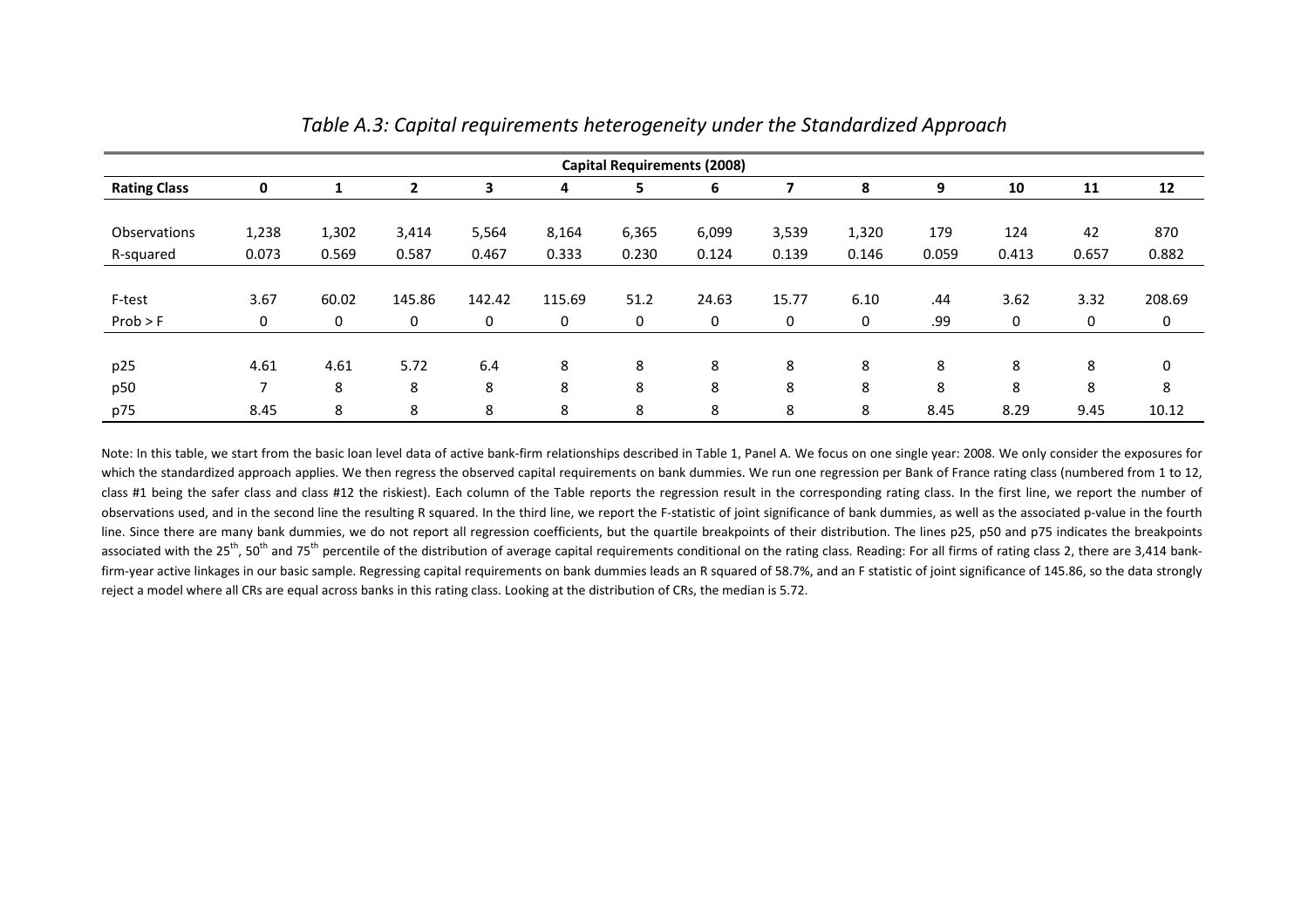*Table A.3: Capital requirements heterogeneity under the Standardized Approach*

| | Capital Requirements (2008) | | | | | | | | | | | | |
|---|---|---|---|---|---|---|---|---|---|---|---|---|---|
| **Rating Class** | **0** | **1** | **2** | **3** | **4** | **5** | **6** | **7** | **8** | **9** | **10** | **11** | **12** |
| Observations | 1,238 | 1,302 | 3,414 | 5,564 | 8,164 | 6,365 | 6,099 | 3,539 | 1,320 | 179 | 124 | 42 | 870 |
| R-squared | 0.073 | 0.569 | 0.587 | 0.467 | 0.333 | 0.230 | 0.124 | 0.139 | 0.146 | 0.059 | 0.413 | 0.657 | 0.882 |
| F-test | 3.67 | 60.02 | 145.86 | 142.42 | 115.69 | 51.2 | 24.63 | 15.77 | 6.10 | .44 | 3.62 | 3.32 | 208.69 |
| Prob > F | 0 | 0 | 0 | 0 | 0 | 0 | 0 | 0 | 0 | .99 | 0 | 0 | 0 |
| p25 | 4.61 | 4.61 | 5.72 | 6.4 | 8 | 8 | 8 | 8 | 8 | 8 | 8 | 8 | 0 |
| p50 | 7 | 8 | 8 | 8 | 8 | 8 | 8 | 8 | 8 | 8 | 8 | 8 | 8 |
| p75 | 8.45 | 8 | 8 | 8 | 8 | 8 | 8 | 8 | 8 | 8.45 | 8.29 | 9.45 | 10.12 |

Note: In this table, we start from the basic loan level data of active bank-firm relationships described in Table 1, Panel A. We focus on one single year: 2008. We only consider the exposures for which the standardized approach applies. We then regress the observed capital requirements on bank dummies. We run one regression per Bank of France rating class (numbered from 1 to 12, class #1 being the safer class and class #12 the riskiest). Each column of the Table reports the regression result in the corresponding rating class. In the first line, we report the number of observations used, and in the second line the resulting R squared. In the third line, we report the F-statistic of joint significance of bank dummies, as well as the associated p-value in the fourth line. Since there are many bank dummies, we do not report all regression coefficients, but the quartile breakpoints of their distribution. The lines p25, p50 and p75 indicates the breakpoints associated with the 25th, 50th and 75th percentile of the distribution of average capital requirements conditional on the rating class. Reading: For all firms of rating class 2, there are 3,414 bank-firm-year active linkages in our basic sample. Regressing capital requirements on bank dummies leads an R squared of 58.7%, and an F statistic of joint significance of 145.86, so the data strongly reject a model where all CRs are equal across banks in this rating class. Looking at the distribution of CRs, the median is 5.72.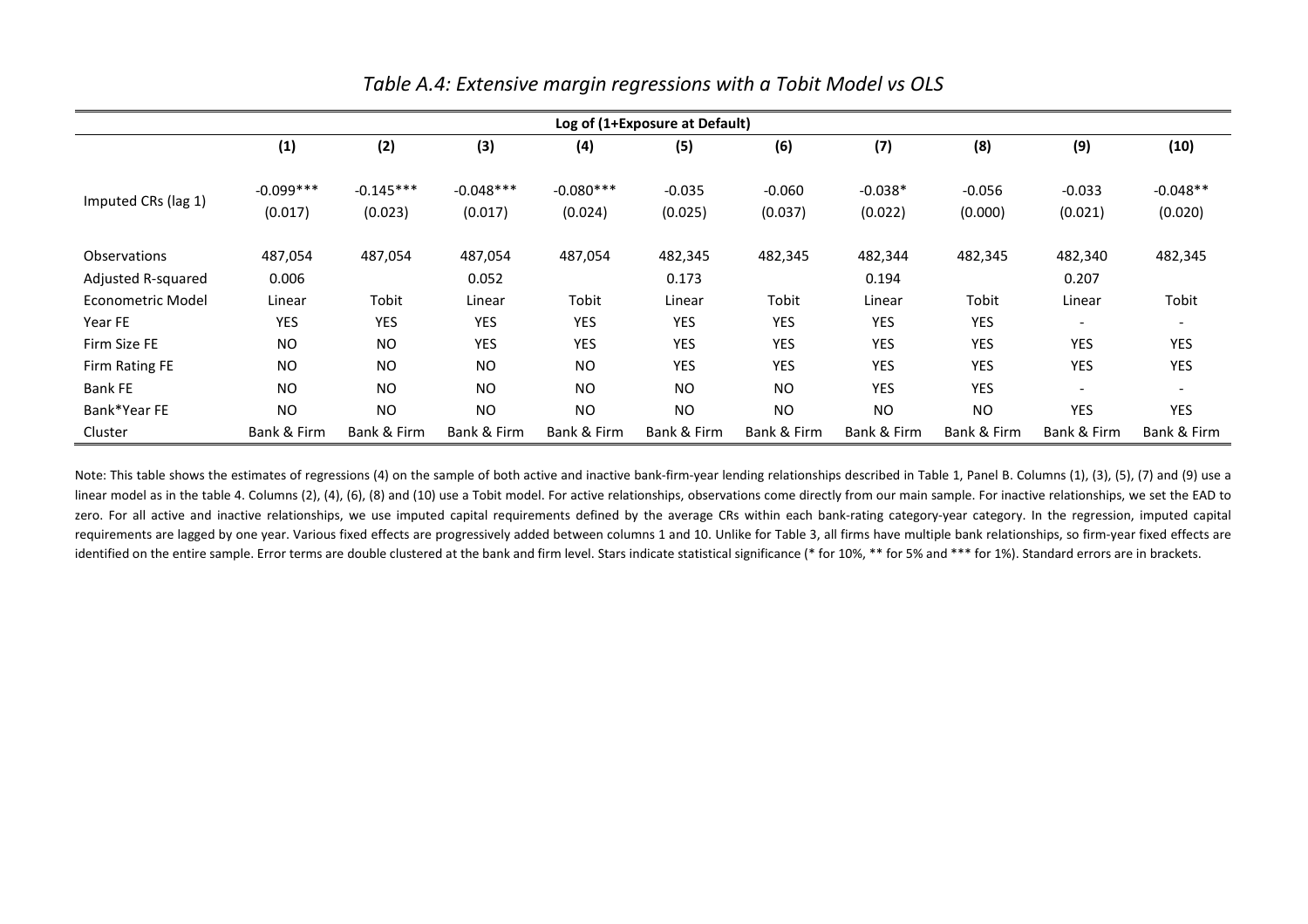*Table A.4: Extensive margin regressions with a Tobit Model vs OLS*

| | Log of (1+Exposure at Default) | | | | | | | | | |
|---|---|---|---|---|---|---|---|---|---|---|
| | **(1)** | **(2)** | **(3)** | **(4)** | **(5)** | **(6)** | **(7)** | **(8)** | **(9)** | **(10)** |
| Imputed CRs (lag 1) | -0.099*** | -0.145*** | -0.048*** | -0.080*** | -0.035 | -0.060 | -0.038* | -0.056 | -0.033 | -0.048** |
| | (0.017) | (0.023) | (0.017) | (0.024) | (0.025) | (0.037) | (0.022) | (0.000) | (0.021) | (0.020) |
| Observations | 487,054 | 487,054 | 487,054 | 487,054 | 482,345 | 482,345 | 482,344 | 482,345 | 482,340 | 482,345 |
| Adjusted R-squared | 0.006 | | 0.052 | | 0.173 | | 0.194 | | 0.207 | |
| Econometric Model | Linear | Tobit | Linear | Tobit | Linear | Tobit | Linear | Tobit | Linear | Tobit |
| Year FE | YES | YES | YES | YES | YES | YES | YES | YES | - | - |
| Firm Size FE | NO | NO | YES | YES | YES | YES | YES | YES | YES | YES |
| Firm Rating FE | NO | NO | NO | NO | YES | YES | YES | YES | YES | YES |
| Bank FE | NO | NO | NO | NO | NO | NO | YES | YES | - | - |
| Bank*Year FE | NO | NO | NO | NO | NO | NO | NO | NO | YES | YES |
| Cluster | Bank & Firm | Bank & Firm | Bank & Firm | Bank & Firm | Bank & Firm | Bank & Firm | Bank & Firm | Bank & Firm | Bank & Firm | Bank & Firm |

Note: This table shows the estimates of regressions (4) on the sample of both active and inactive bank-firm-year lending relationships described in Table 1, Panel B. Columns (1), (3), (5), (7) and (9) use a linear model as in the table 4. Columns (2), (4), (6), (8) and (10) use a Tobit model. For active relationships, observations come directly from our main sample. For inactive relationships, we set the EAD to zero. For all active and inactive relationships, we use imputed capital requirements defined by the average CRs within each bank-rating category-year category. In the regression, imputed capital requirements are lagged by one year. Various fixed effects are progressively added between columns 1 and 10. Unlike for Table 3, all firms have multiple bank relationships, so firm-year fixed effects are identified on the entire sample. Error terms are double clustered at the bank and firm level. Stars indicate statistical significance (* for 10%, ** for 5% and *** for 1%). Standard errors are in brackets.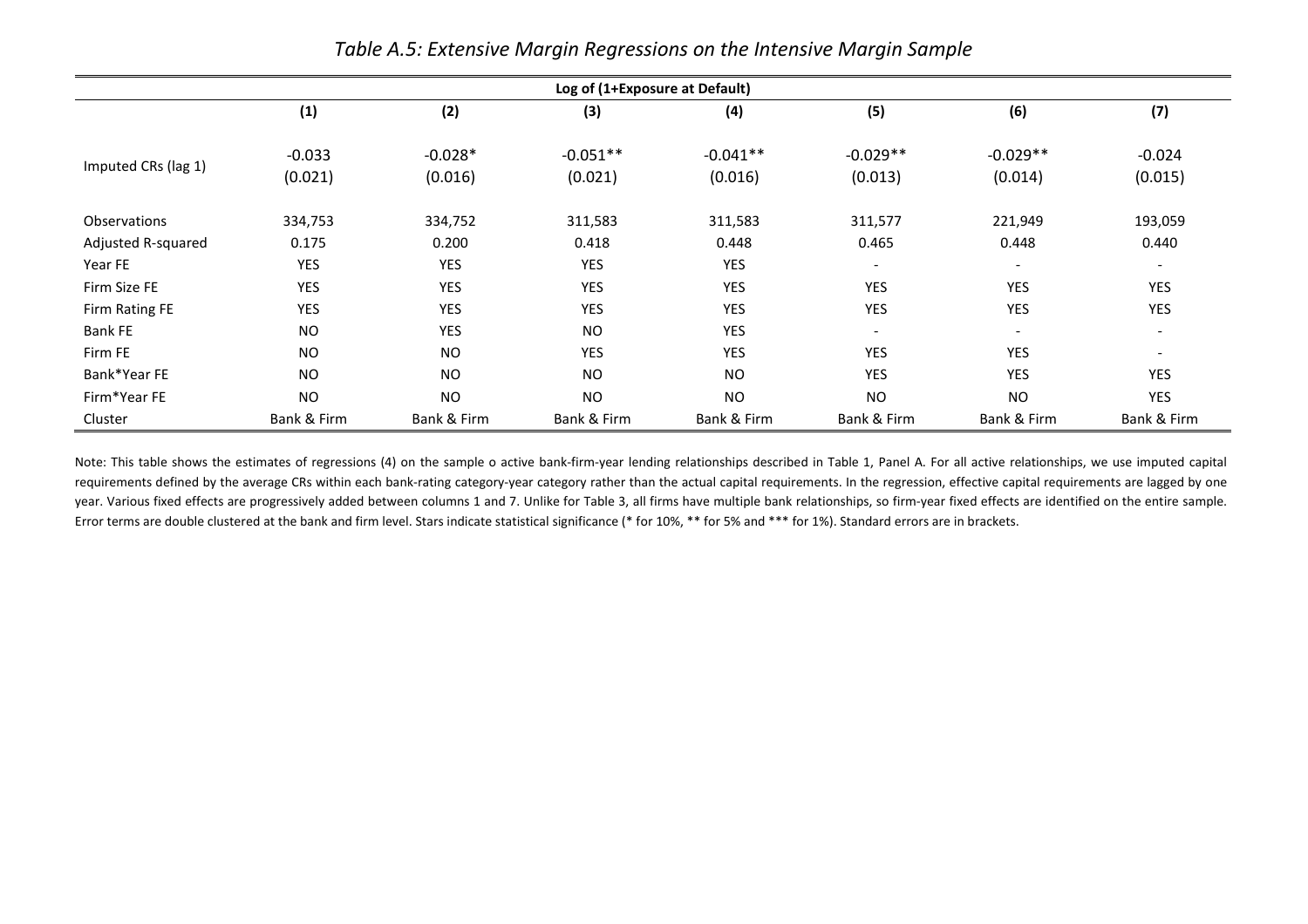*Table A.5: Extensive Margin Regressions on the Intensive Margin Sample*

| | Log of (1+Exposure at Default) | | | | | | |
|---|---|---|---|---|---|---|---|
| | **(1)** | **(2)** | **(3)** | **(4)** | **(5)** | **(6)** | **(7)** |
| Imputed CRs (lag 1) | -0.033 | -0.028* | -0.051** | -0.041** | -0.029** | -0.029** | -0.024 |
| | (0.021) | (0.016) | (0.021) | (0.016) | (0.013) | (0.014) | (0.015) |
| Observations | 334,753 | 334,752 | 311,583 | 311,583 | 311,577 | 221,949 | 193,059 |
| Adjusted R-squared | 0.175 | 0.200 | 0.418 | 0.448 | 0.465 | 0.448 | 0.440 |
| Year FE | YES | YES | YES | YES | - | - | - |
| Firm Size FE | YES | YES | YES | YES | YES | YES | YES |
| Firm Rating FE | YES | YES | YES | YES | YES | YES | YES |
| Bank FE | NO | YES | NO | YES | - | - | - |
| Firm FE | NO | NO | YES | YES | YES | YES | - |
| Bank*Year FE | NO | NO | NO | NO | YES | YES | YES |
| Firm*Year FE | NO | NO | NO | NO | NO | NO | YES |
| Cluster | Bank & Firm | Bank & Firm | Bank & Firm | Bank & Firm | Bank & Firm | Bank & Firm | Bank & Firm |

Note: This table shows the estimates of regressions (4) on the sample o active bank-firm-year lending relationships described in Table 1, Panel A. For all active relationships, we use imputed capital requirements defined by the average CRs within each bank-rating category-year category rather than the actual capital requirements. In the regression, effective capital requirements are lagged by one year. Various fixed effects are progressively added between columns 1 and 7. Unlike for Table 3, all firms have multiple bank relationships, so firm-year fixed effects are identified on the entire sample. Error terms are double clustered at the bank and firm level. Stars indicate statistical significance (* for 10%, ** for 5% and *** for 1%). Standard errors are in brackets.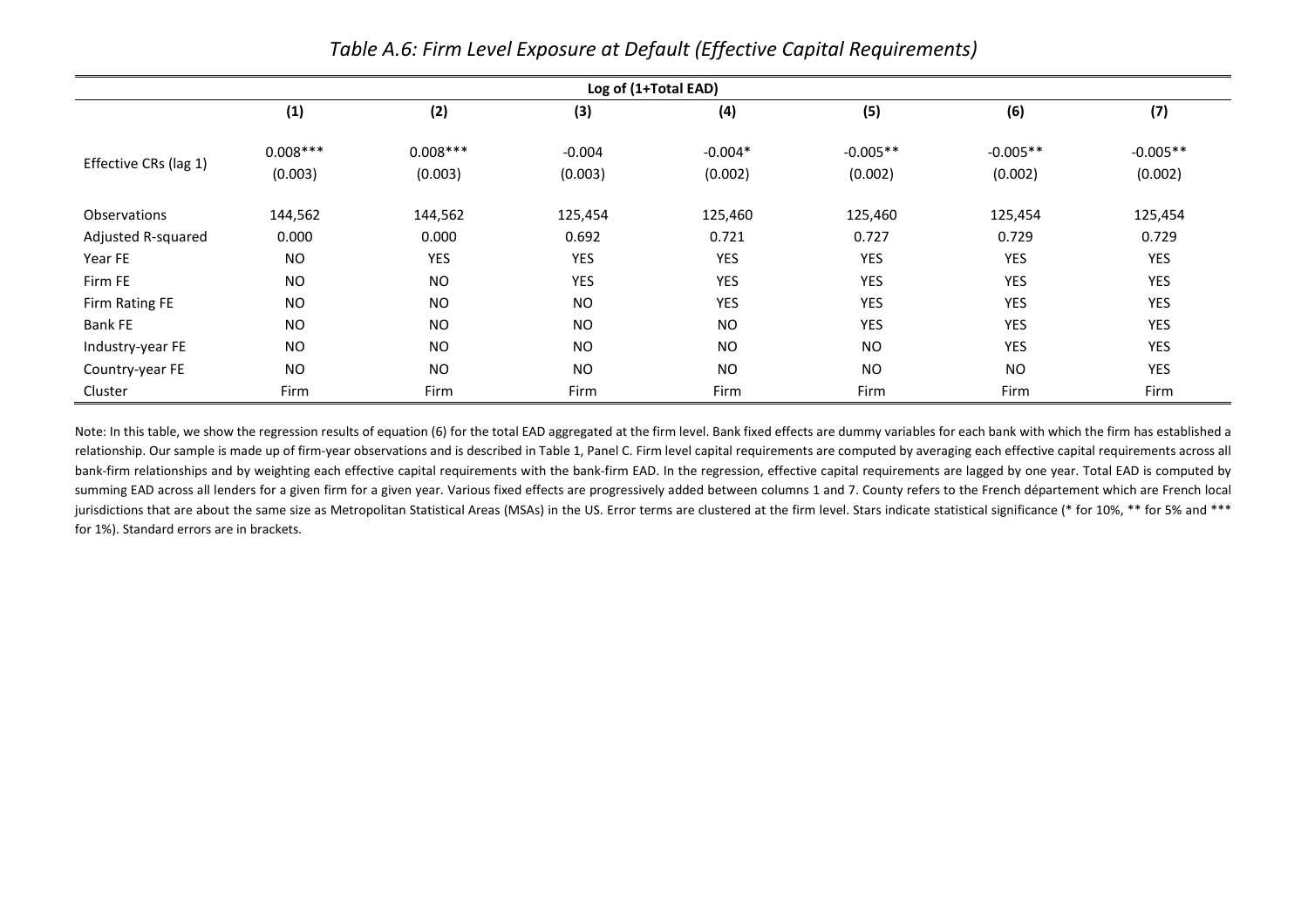*Table A.6: Firm Level Exposure at Default (Effective Capital Requirements)*

| | Log of (1+Total EAD) | | | | | | |
|---|---|---|---|---|---|---|---|
| | (1) | (2) | (3) | (4) | (5) | (6) | (7) |
| Effective CRs (lag 1) | 0.008*** | 0.008*** | -0.004 | -0.004* | -0.005** | -0.005** | -0.005** |
| | (0.003) | (0.003) | (0.003) | (0.002) | (0.002) | (0.002) | (0.002) |
| Observations | 144,562 | 144,562 | 125,454 | 125,460 | 125,460 | 125,454 | 125,454 |
| Adjusted R-squared | 0.000 | 0.000 | 0.692 | 0.721 | 0.727 | 0.729 | 0.729 |
| Year FE | NO | YES | YES | YES | YES | YES | YES |
| Firm FE | NO | NO | YES | YES | YES | YES | YES |
| Firm Rating FE | NO | NO | NO | YES | YES | YES | YES |
| Bank FE | NO | NO | NO | NO | YES | YES | YES |
| Industry-year FE | NO | NO | NO | NO | NO | YES | YES |
| Country-year FE | NO | NO | NO | NO | NO | NO | YES |
| Cluster | Firm | Firm | Firm | Firm | Firm | Firm | Firm |

Note: In this table, we show the regression results of equation (6) for the total EAD aggregated at the firm level. Bank fixed effects are dummy variables for each bank with which the firm has established a relationship. Our sample is made up of firm-year observations and is described in Table 1, Panel C. Firm level capital requirements are computed by averaging each effective capital requirements across all bank-firm relationships and by weighting each effective capital requirements with the bank-firm EAD. In the regression, effective capital requirements are lagged by one year. Total EAD is computed by summing EAD across all lenders for a given firm for a given year. Various fixed effects are progressively added between columns 1 and 7. County refers to the French département which are French local jurisdictions that are about the same size as Metropolitan Statistical Areas (MSAs) in the US. Error terms are clustered at the firm level. Stars indicate statistical significance (* for 10%, ** for 5% and *** for 1%). Standard errors are in brackets.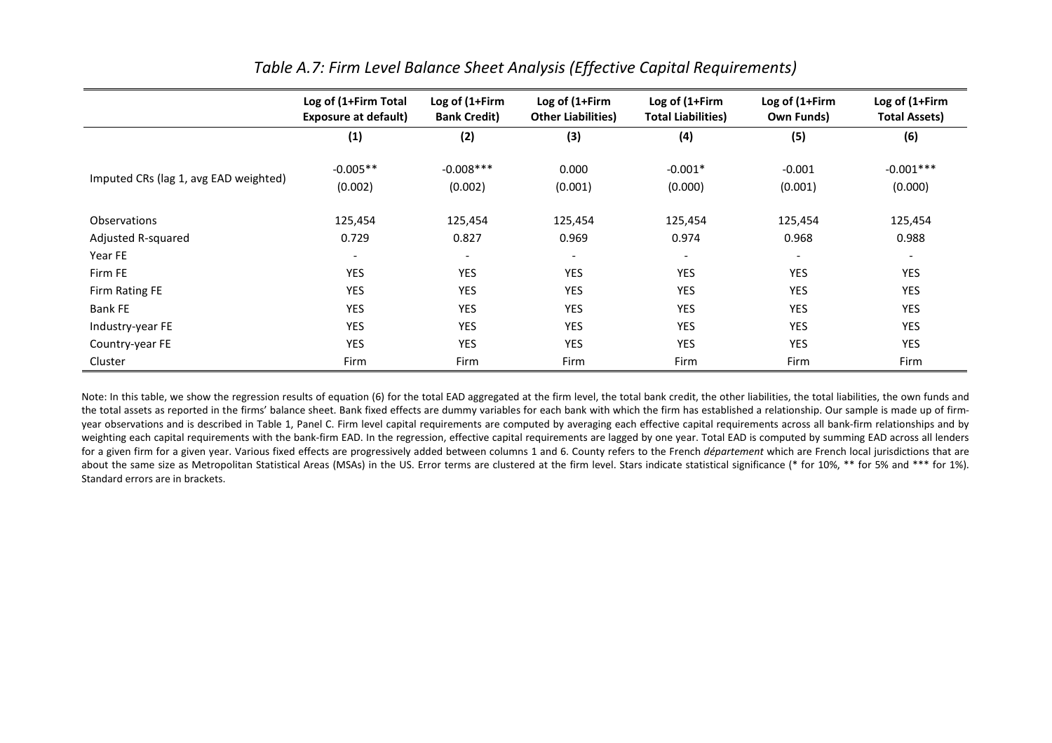*Table A.7: Firm Level Balance Sheet Analysis (Effective Capital Requirements)*

| | Log of (1+Firm Total Exposure at default) | Log of (1+Firm Bank Credit) | Log of (1+Firm Other Liabilities) | Log of (1+Firm Total Liabilities) | Log of (1+Firm Own Funds) | Log of (1+Firm Total Assets) |
|---|---|---|---|---|---|---|
| | (1) | (2) | (3) | (4) | (5) | (6) |
| Imputed CRs (lag 1, avg EAD weighted) | -0.005** | -0.008*** | 0.000 | -0.001* | -0.001 | -0.001*** |
| | (0.002) | (0.002) | (0.001) | (0.000) | (0.001) | (0.000) |
| Observations | 125,454 | 125,454 | 125,454 | 125,454 | 125,454 | 125,454 |
| Adjusted R-squared | 0.729 | 0.827 | 0.969 | 0.974 | 0.968 | 0.988 |
| Year FE | - | - | - | - | - | - |
| Firm FE | YES | YES | YES | YES | YES | YES |
| Firm Rating FE | YES | YES | YES | YES | YES | YES |
| Bank FE | YES | YES | YES | YES | YES | YES |
| Industry-year FE | YES | YES | YES | YES | YES | YES |
| Country-year FE | YES | YES | YES | YES | YES | YES |
| Cluster | Firm | Firm | Firm | Firm | Firm | Firm |

Note: In this table, we show the regression results of equation (6) for the total EAD aggregated at the firm level, the total bank credit, the other liabilities, the total liabilities, the own funds and the total assets as reported in the firms' balance sheet. Bank fixed effects are dummy variables for each bank with which the firm has established a relationship. Our sample is made up of firm-year observations and is described in Table 1, Panel C. Firm level capital requirements are computed by averaging each effective capital requirements across all bank-firm relationships and by weighting each capital requirements with the bank-firm EAD. In the regression, effective capital requirements are lagged by one year. Total EAD is computed by summing EAD across all lenders for a given firm for a given year. Various fixed effects are progressively added between columns 1 and 6. County refers to the French *département* which are French local jurisdictions that are about the same size as Metropolitan Statistical Areas (MSAs) in the US. Error terms are clustered at the firm level. Stars indicate statistical significance (* for 10%, ** for 5% and *** for 1%). Standard errors are in brackets.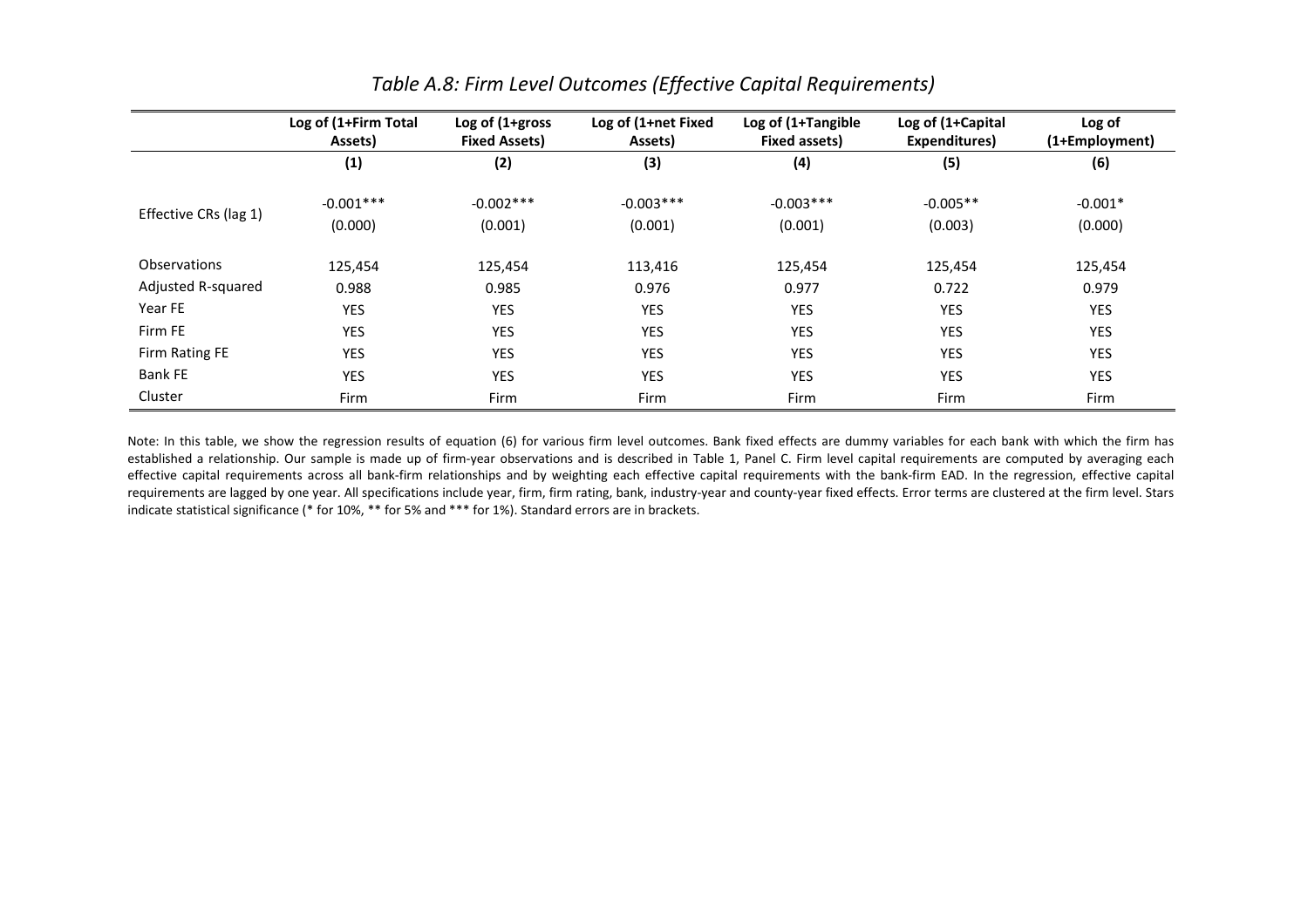*Table A.8: Firm Level Outcomes (Effective Capital Requirements)*

| | Log of (1+Firm Total Assets) | Log of (1+gross Fixed Assets) | Log of (1+net Fixed Assets) | Log of (1+Tangible Fixed assets) | Log of (1+Capital Expenditures) | Log of (1+Employment) |
|---|---|---|---|---|---|---|
| | (1) | (2) | (3) | (4) | (5) | (6) |
| Effective CRs (lag 1) | -0.001*** | -0.002*** | -0.003*** | -0.003*** | -0.005** | -0.001* |
| | (0.000) | (0.001) | (0.001) | (0.001) | (0.003) | (0.000) |
| Observations | 125,454 | 125,454 | 113,416 | 125,454 | 125,454 | 125,454 |
| Adjusted R-squared | 0.988 | 0.985 | 0.976 | 0.977 | 0.722 | 0.979 |
| Year FE | YES | YES | YES | YES | YES | YES |
| Firm FE | YES | YES | YES | YES | YES | YES |
| Firm Rating FE | YES | YES | YES | YES | YES | YES |
| Bank FE | YES | YES | YES | YES | YES | YES |
| Cluster | Firm | Firm | Firm | Firm | Firm | Firm |

Note: In this table, we show the regression results of equation (6) for various firm level outcomes. Bank fixed effects are dummy variables for each bank with which the firm has established a relationship. Our sample is made up of firm-year observations and is described in Table 1, Panel C. Firm level capital requirements are computed by averaging each effective capital requirements across all bank-firm relationships and by weighting each effective capital requirements with the bank-firm EAD. In the regression, effective capital requirements are lagged by one year. All specifications include year, firm, firm rating, bank, industry-year and county-year fixed effects. Error terms are clustered at the firm level. Stars indicate statistical significance (* for 10%, ** for 5% and *** for 1%). Standard errors are in brackets.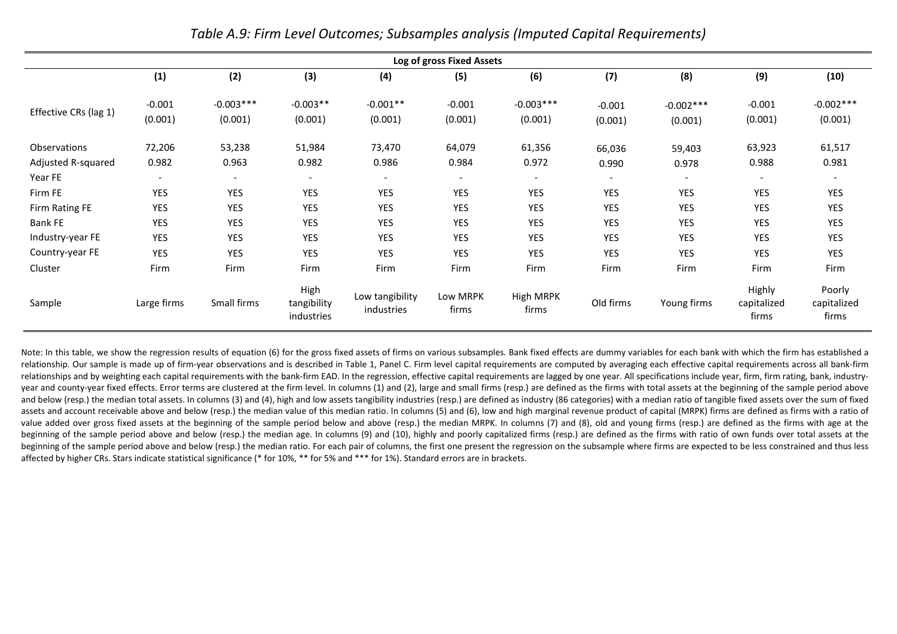*Table A.9: Firm Level Outcomes; Subsamples analysis (Imputed Capital Requirements)*

| | Log of gross Fixed Assets | | | | | | | | | |
|---|---|---|---|---|---|---|---|---|---|---|
| | (1) | (2) | (3) | (4) | (5) | (6) | (7) | (8) | (9) | (10) |
| Effective CRs (lag 1) | -0.001 | -0.003*** | -0.003** | -0.001** | -0.001 | -0.003*** | -0.001 | -0.002*** | -0.001 | -0.002*** |
| | (0.001) | (0.001) | (0.001) | (0.001) | (0.001) | (0.001) | (0.001) | (0.001) | (0.001) | (0.001) |
| Observations | 72,206 | 53,238 | 51,984 | 73,470 | 64,079 | 61,356 | 66,036 | 59,403 | 63,923 | 61,517 |
| Adjusted R-squared | 0.982 | 0.963 | 0.982 | 0.986 | 0.984 | 0.972 | 0.990 | 0.978 | 0.988 | 0.981 |
| Year FE | - | - | - | - | - | - | - | - | - | - |
| Firm FE | YES | YES | YES | YES | YES | YES | YES | YES | YES | YES |
| Firm Rating FE | YES | YES | YES | YES | YES | YES | YES | YES | YES | YES |
| Bank FE | YES | YES | YES | YES | YES | YES | YES | YES | YES | YES |
| Industry-year FE | YES | YES | YES | YES | YES | YES | YES | YES | YES | YES |
| Country-year FE | YES | YES | YES | YES | YES | YES | YES | YES | YES | YES |
| Cluster | Firm | Firm | Firm | Firm | Firm | Firm | Firm | Firm | Firm | Firm |
| Sample | Large firms | Small firms | High tangibility industries | Low tangibility industries | Low MRPK firms | High MRPK firms | Old firms | Young firms | Highly capitalized firms | Poorly capitalized firms |

Note: In this table, we show the regression results of equation (6) for the gross fixed assets of firms on various subsamples. Bank fixed effects are dummy variables for each bank with which the firm has established a relationship. Our sample is made up of firm-year observations and is described in Table 1, Panel C. Firm level capital requirements are computed by averaging each effective capital requirements across all bank-firm relationships and by weighting each capital requirements with the bank-firm EAD. In the regression, effective capital requirements are lagged by one year. All specifications include year, firm, firm rating, bank, industry-year and county-year fixed effects. Error terms are clustered at the firm level. In columns (1) and (2), large and small firms (resp.) are defined as the firms with total assets at the beginning of the sample period above and below (resp.) the median total assets. In columns (3) and (4), high and low assets tangibility industries (resp.) are defined as industry (86 categories) with a median ratio of tangible fixed assets over the sum of fixed assets and account receivable above and below (resp.) the median value of this median ratio. In columns (5) and (6), low and high marginal revenue product of capital (MRPK) firms are defined as firms with a ratio of value added over gross fixed assets at the beginning of the sample period below and above (resp.) the median MRPK. In columns (7) and (8), old and young firms (resp.) are defined as the firms with age at the beginning of the sample period above and below (resp.) the median age. In columns (9) and (10), highly and poorly capitalized firms (resp.) are defined as the firms with ratio of own funds over total assets at the beginning of the sample period above and below (resp.) the median ratio. For each pair of columns, the first one present the regression on the subsample where firms are expected to be less constrained and thus less affected by higher CRs. Stars indicate statistical significance (* for 10%, ** for 5% and *** for 1%). Standard errors are in brackets.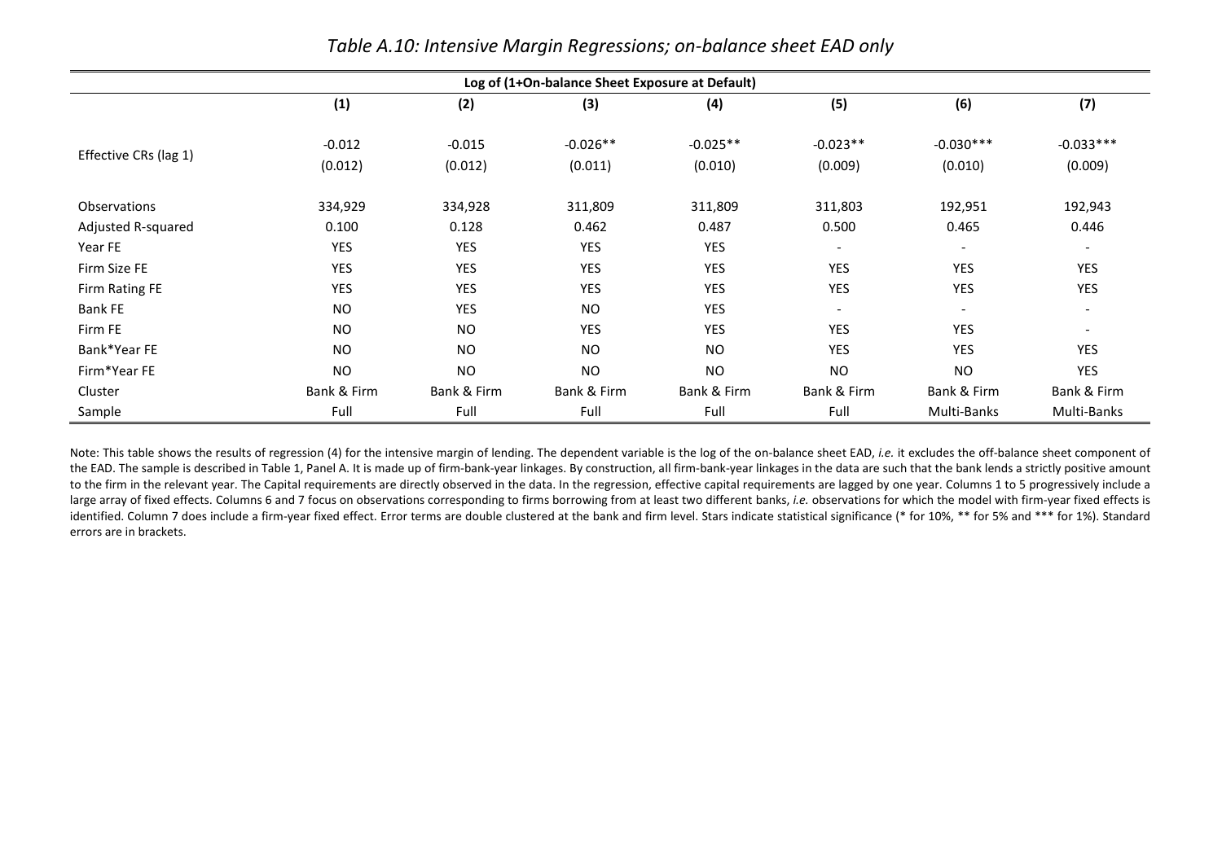*Table A.10: Intensive Margin Regressions; on-balance sheet EAD only*

| | Log of (1+On-balance Sheet Exposure at Default) | | | | | | |
|---|---|---|---|---|---|---|---|
| | **(1)** | **(2)** | **(3)** | **(4)** | **(5)** | **(6)** | **(7)** |
| Effective CRs (lag 1) | -0.012 | -0.015 | -0.026** | -0.025** | -0.023** | -0.030*** | -0.033*** |
| | (0.012) | (0.012) | (0.011) | (0.010) | (0.009) | (0.010) | (0.009) |
| Observations | 334,929 | 334,928 | 311,809 | 311,809 | 311,803 | 192,951 | 192,943 |
| Adjusted R-squared | 0.100 | 0.128 | 0.462 | 0.487 | 0.500 | 0.465 | 0.446 |
| Year FE | YES | YES | YES | YES | - | - | - |
| Firm Size FE | YES | YES | YES | YES | YES | YES | YES |
| Firm Rating FE | YES | YES | YES | YES | YES | YES | YES |
| Bank FE | NO | YES | NO | YES | - | - | - |
| Firm FE | NO | NO | YES | YES | YES | YES | - |
| Bank*Year FE | NO | NO | NO | NO | YES | YES | YES |
| Firm*Year FE | NO | NO | NO | NO | NO | NO | YES |
| Cluster | Bank & Firm | Bank & Firm | Bank & Firm | Bank & Firm | Bank & Firm | Bank & Firm | Bank & Firm |
| Sample | Full | Full | Full | Full | Full | Multi-Banks | Multi-Banks |

Note: This table shows the results of regression (4) for the intensive margin of lending. The dependent variable is the log of the on-balance sheet EAD, *i.e.* it excludes the off-balance sheet component of the EAD. The sample is described in Table 1, Panel A. It is made up of firm-bank-year linkages. By construction, all firm-bank-year linkages in the data are such that the bank lends a strictly positive amount to the firm in the relevant year. The Capital requirements are directly observed in the data. In the regression, effective capital requirements are lagged by one year. Columns 1 to 5 progressively include a large array of fixed effects. Columns 6 and 7 focus on observations corresponding to firms borrowing from at least two different banks, *i.e.* observations for which the model with firm-year fixed effects is identified. Column 7 does include a firm-year fixed effect. Error terms are double clustered at the bank and firm level. Stars indicate statistical significance (* for 10%, ** for 5% and *** for 1%). Standard errors are in brackets.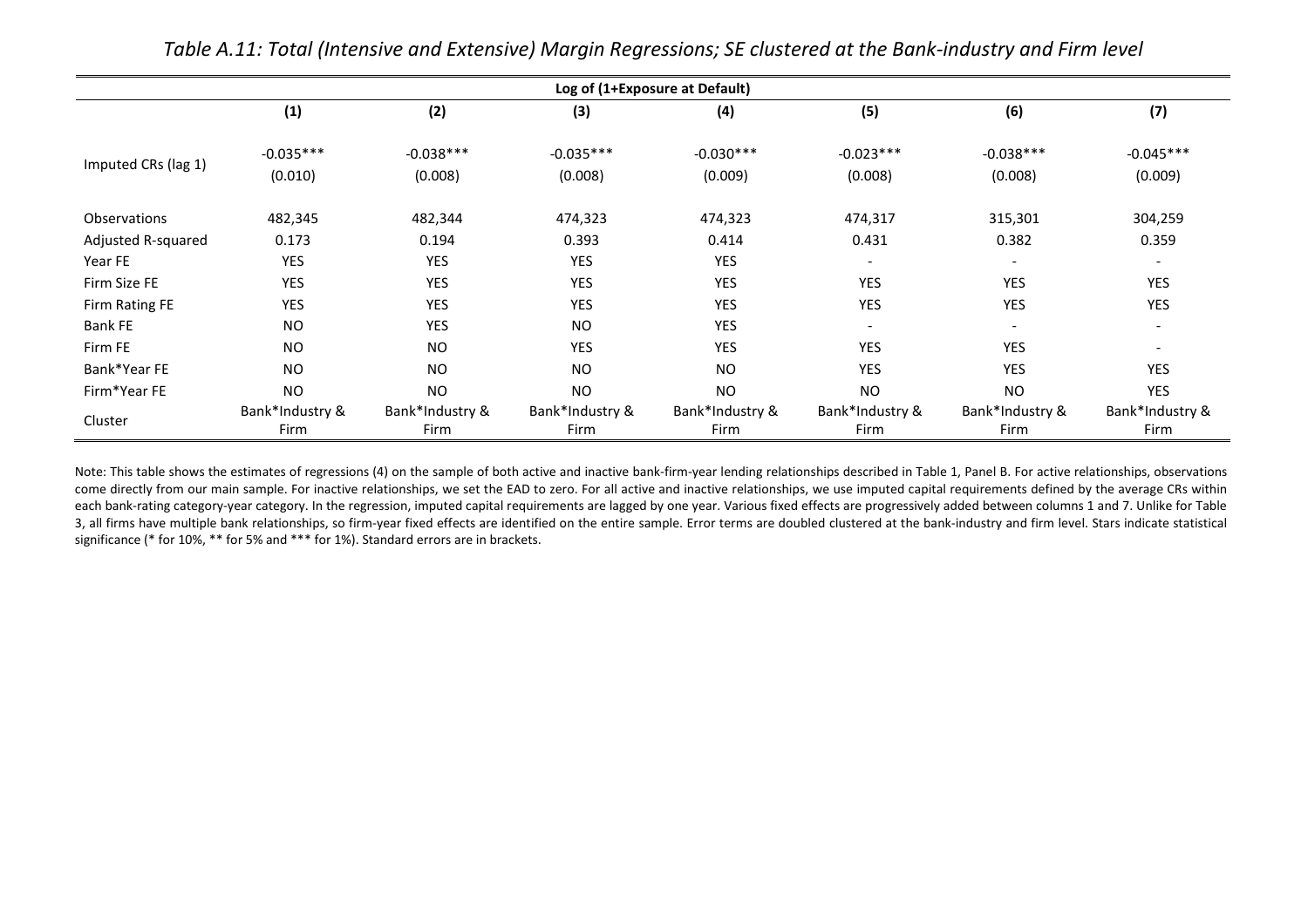*Table A.11: Total (Intensive and Extensive) Margin Regressions; SE clustered at the Bank-industry and Firm level*

| | Log of (1+Exposure at Default) | | | | | | |
|---|---|---|---|---|---|---|---|
| | (1) | (2) | (3) | (4) | (5) | (6) | (7) |
| Imputed CRs (lag 1) | -0.035*** | -0.038*** | -0.035*** | -0.030*** | -0.023*** | -0.038*** | -0.045*** |
| | (0.010) | (0.008) | (0.008) | (0.009) | (0.008) | (0.008) | (0.009) |
| Observations | 482,345 | 482,344 | 474,323 | 474,323 | 474,317 | 315,301 | 304,259 |
| Adjusted R-squared | 0.173 | 0.194 | 0.393 | 0.414 | 0.431 | 0.382 | 0.359 |
| Year FE | YES | YES | YES | YES | - | - | - |
| Firm Size FE | YES | YES | YES | YES | YES | YES | YES |
| Firm Rating FE | YES | YES | YES | YES | YES | YES | YES |
| Bank FE | NO | YES | NO | YES | - | - | - |
| Firm FE | NO | NO | YES | YES | YES | YES | - |
| Bank*Year FE | NO | NO | NO | NO | YES | YES | YES |
| Firm*Year FE | NO | NO | NO | NO | NO | NO | YES |
| Cluster | Bank*Industry & Firm | Bank*Industry & Firm | Bank*Industry & Firm | Bank*Industry & Firm | Bank*Industry & Firm | Bank*Industry & Firm | Bank*Industry & Firm |

Note: This table shows the estimates of regressions (4) on the sample of both active and inactive bank-firm-year lending relationships described in Table 1, Panel B. For active relationships, observations come directly from our main sample. For inactive relationships, we set the EAD to zero. For all active and inactive relationships, we use imputed capital requirements defined by the average CRs within each bank-rating category-year category. In the regression, imputed capital requirements are lagged by one year. Various fixed effects are progressively added between columns 1 and 7. Unlike for Table 3, all firms have multiple bank relationships, so firm-year fixed effects are identified on the entire sample. Error terms are doubled clustered at the bank-industry and firm level. Stars indicate statistical significance (* for 10%, ** for 5% and *** for 1%). Standard errors are in brackets.